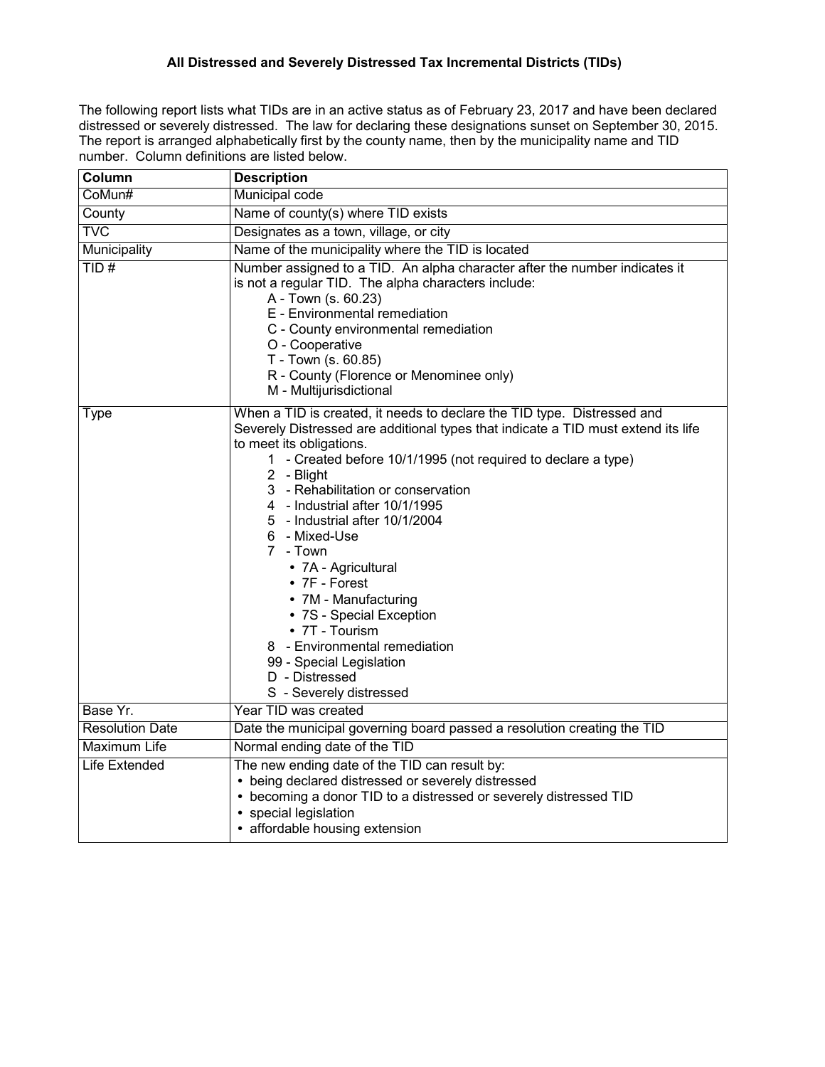# All Distressed and Severely Distressed Tax Incremental Districts (TIDs)

The following report lists what TIDs are in an active status as of February 23, 2017 and have been declared distressed or severely distressed. The law for declaring these designations sunset on September 30, 2015. The report is arranged alphabetically first by the county name, then by the municipality name and TID number. Column definitions are listed below.

| Column | Description |
|---|---|
| CoMun# | Municipal code |
| County | Name of county(s) where TID exists |
| TVC | Designates as a town, village, or city |
| Municipality | Name of the municipality where the TID is located |
| TID # | Number assigned to a TID. An alpha character after the number indicates it is not a regular TID. The alpha characters include:<br>A - Town (s. 60.23)<br>E - Environmental remediation<br>C - County environmental remediation<br>O - Cooperative<br>T - Town (s. 60.85)<br>R - County (Florence or Menominee only)<br>M - Multijurisdictional |
| Type | When a TID is created, it needs to declare the TID type. Distressed and Severely Distressed are additional types that indicate a TID must extend its life to meet its obligations.<br>1 - Created before 10/1/1995 (not required to declare a type)<br>2 - Blight<br>3 - Rehabilitation or conservation<br>4 - Industrial after 10/1/1995<br>5 - Industrial after 10/1/2004<br>6 - Mixed-Use<br>7 - Town<br>• 7A - Agricultural<br>• 7F - Forest<br>• 7M - Manufacturing<br>• 7S - Special Exception<br>• 7T - Tourism<br>8 - Environmental remediation<br>99 - Special Legislation<br>D - Distressed<br>S - Severely distressed |
| Base Yr. | Year TID was created |
| Resolution Date | Date the municipal governing board passed a resolution creating the TID |
| Maximum Life | Normal ending date of the TID |
| Life Extended | The new ending date of the TID can result by:<br>• being declared distressed or severely distressed<br>• becoming a donor TID to a distressed or severely distressed TID<br>• special legislation<br>• affordable housing extension |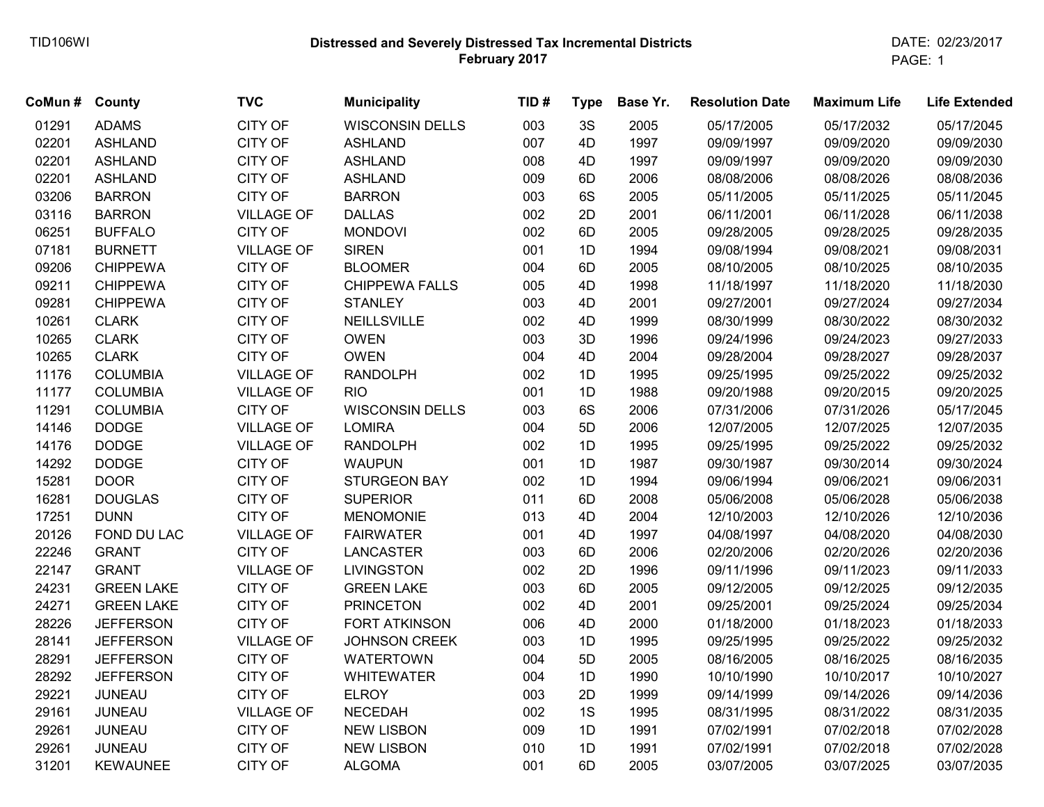TID106WI

**Distressed and Severely Distressed Tax Incremental Districts**
**February 2017**

DATE: 02/23/2017

| CoMun # | County | TVC | Municipality | TID # | Type | Base Yr. | Resolution Date | Maximum Life | Life Extended |
|---|---|---|---|---|---|---|---|---|---|
| 01291 | ADAMS | CITY OF | WISCONSIN DELLS | 003 | 3S | 2005 | 05/17/2005 | 05/17/2032 | 05/17/2045 |
| 02201 | ASHLAND | CITY OF | ASHLAND | 007 | 4D | 1997 | 09/09/1997 | 09/09/2020 | 09/09/2030 |
| 02201 | ASHLAND | CITY OF | ASHLAND | 008 | 4D | 1997 | 09/09/1997 | 09/09/2020 | 09/09/2030 |
| 02201 | ASHLAND | CITY OF | ASHLAND | 009 | 6D | 2006 | 08/08/2006 | 08/08/2026 | 08/08/2036 |
| 03206 | BARRON | CITY OF | BARRON | 003 | 6S | 2005 | 05/11/2005 | 05/11/2025 | 05/11/2045 |
| 03116 | BARRON | VILLAGE OF | DALLAS | 002 | 2D | 2001 | 06/11/2001 | 06/11/2028 | 06/11/2038 |
| 06251 | BUFFALO | CITY OF | MONDOVI | 002 | 6D | 2005 | 09/28/2005 | 09/28/2025 | 09/28/2035 |
| 07181 | BURNETT | VILLAGE OF | SIREN | 001 | 1D | 1994 | 09/08/1994 | 09/08/2021 | 09/08/2031 |
| 09206 | CHIPPEWA | CITY OF | BLOOMER | 004 | 6D | 2005 | 08/10/2005 | 08/10/2025 | 08/10/2035 |
| 09211 | CHIPPEWA | CITY OF | CHIPPEWA FALLS | 005 | 4D | 1998 | 11/18/1997 | 11/18/2020 | 11/18/2030 |
| 09281 | CHIPPEWA | CITY OF | STANLEY | 003 | 4D | 2001 | 09/27/2001 | 09/27/2024 | 09/27/2034 |
| 10261 | CLARK | CITY OF | NEILLSVILLE | 002 | 4D | 1999 | 08/30/1999 | 08/30/2022 | 08/30/2032 |
| 10265 | CLARK | CITY OF | OWEN | 003 | 3D | 1996 | 09/24/1996 | 09/24/2023 | 09/27/2033 |
| 10265 | CLARK | CITY OF | OWEN | 004 | 4D | 2004 | 09/28/2004 | 09/28/2027 | 09/28/2037 |
| 11176 | COLUMBIA | VILLAGE OF | RANDOLPH | 002 | 1D | 1995 | 09/25/1995 | 09/25/2022 | 09/25/2032 |
| 11177 | COLUMBIA | VILLAGE OF | RIO | 001 | 1D | 1988 | 09/20/1988 | 09/20/2015 | 09/20/2025 |
| 11291 | COLUMBIA | CITY OF | WISCONSIN DELLS | 003 | 6S | 2006 | 07/31/2006 | 07/31/2026 | 05/17/2045 |
| 14146 | DODGE | VILLAGE OF | LOMIRA | 004 | 5D | 2006 | 12/07/2005 | 12/07/2025 | 12/07/2035 |
| 14176 | DODGE | VILLAGE OF | RANDOLPH | 002 | 1D | 1995 | 09/25/1995 | 09/25/2022 | 09/25/2032 |
| 14292 | DODGE | CITY OF | WAUPUN | 001 | 1D | 1987 | 09/30/1987 | 09/30/2014 | 09/30/2024 |
| 15281 | DOOR | CITY OF | STURGEON BAY | 002 | 1D | 1994 | 09/06/1994 | 09/06/2021 | 09/06/2031 |
| 16281 | DOUGLAS | CITY OF | SUPERIOR | 011 | 6D | 2008 | 05/06/2008 | 05/06/2028 | 05/06/2038 |
| 17251 | DUNN | CITY OF | MENOMONIE | 013 | 4D | 2004 | 12/10/2003 | 12/10/2026 | 12/10/2036 |
| 20126 | FOND DU LAC | VILLAGE OF | FAIRWATER | 001 | 4D | 1997 | 04/08/1997 | 04/08/2020 | 04/08/2030 |
| 22246 | GRANT | CITY OF | LANCASTER | 003 | 6D | 2006 | 02/20/2006 | 02/20/2026 | 02/20/2036 |
| 22147 | GRANT | VILLAGE OF | LIVINGSTON | 002 | 2D | 1996 | 09/11/1996 | 09/11/2023 | 09/11/2033 |
| 24231 | GREEN LAKE | CITY OF | GREEN LAKE | 003 | 6D | 2005 | 09/12/2005 | 09/12/2025 | 09/12/2035 |
| 24271 | GREEN LAKE | CITY OF | PRINCETON | 002 | 4D | 2001 | 09/25/2001 | 09/25/2024 | 09/25/2034 |
| 28226 | JEFFERSON | CITY OF | FORT ATKINSON | 006 | 4D | 2000 | 01/18/2000 | 01/18/2023 | 01/18/2033 |
| 28141 | JEFFERSON | VILLAGE OF | JOHNSON CREEK | 003 | 1D | 1995 | 09/25/1995 | 09/25/2022 | 09/25/2032 |
| 28291 | JEFFERSON | CITY OF | WATERTOWN | 004 | 5D | 2005 | 08/16/2005 | 08/16/2025 | 08/16/2035 |
| 28292 | JEFFERSON | CITY OF | WHITEWATER | 004 | 1D | 1990 | 10/10/1990 | 10/10/2017 | 10/10/2027 |
| 29221 | JUNEAU | CITY OF | ELROY | 003 | 2D | 1999 | 09/14/1999 | 09/14/2026 | 09/14/2036 |
| 29161 | JUNEAU | VILLAGE OF | NECEDAH | 002 | 1S | 1995 | 08/31/1995 | 08/31/2022 | 08/31/2035 |
| 29261 | JUNEAU | CITY OF | NEW LISBON | 009 | 1D | 1991 | 07/02/1991 | 07/02/2018 | 07/02/2028 |
| 29261 | JUNEAU | CITY OF | NEW LISBON | 010 | 1D | 1991 | 07/02/1991 | 07/02/2018 | 07/02/2028 |
| 31201 | KEWAUNEE | CITY OF | ALGOMA | 001 | 6D | 2005 | 03/07/2005 | 03/07/2025 | 03/07/2035 |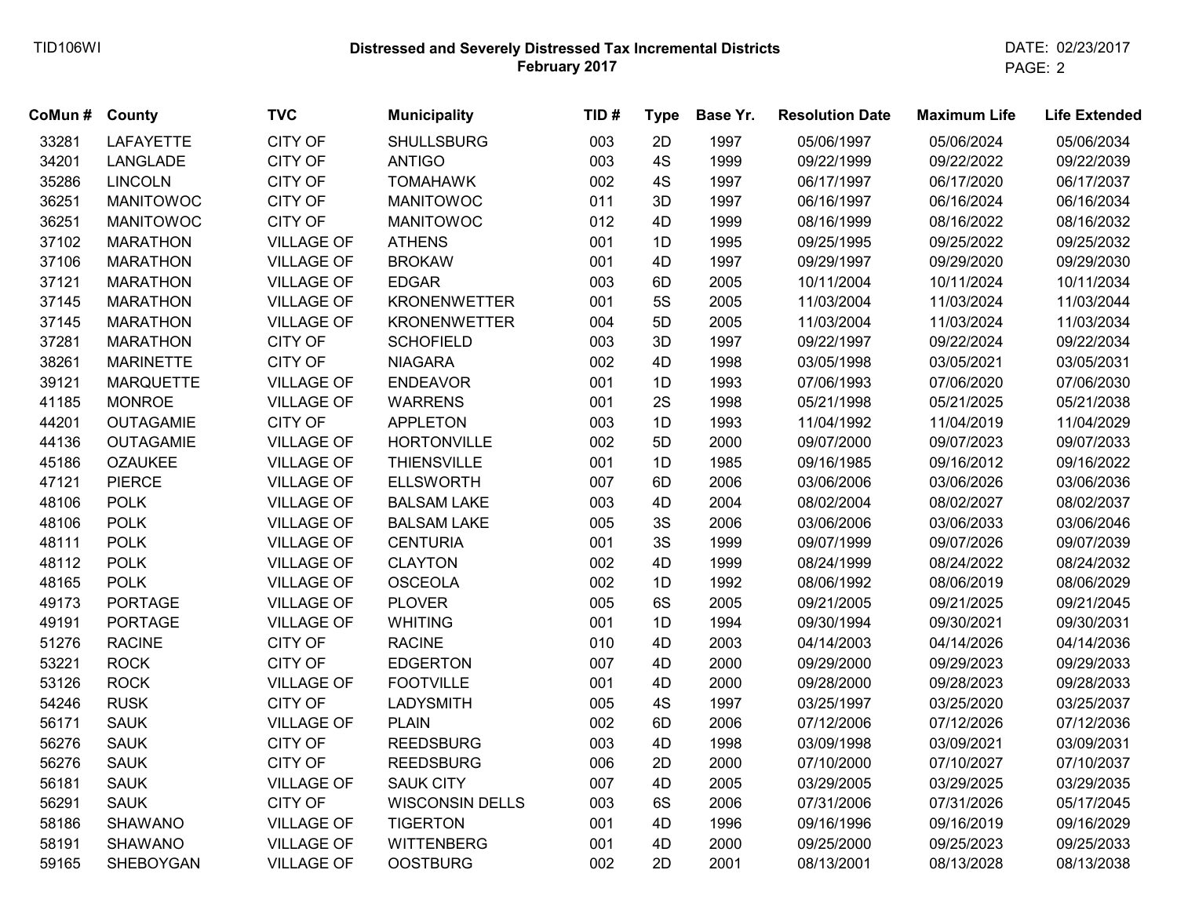**Distressed and Severely Distressed Tax Incremental Districts**
**February 2017**

| CoMun # | County | TVC | Municipality | TID # | Type | Base Yr. | Resolution Date | Maximum Life | Life Extended |
|---|---|---|---|---|---|---|---|---|---|
| 33281 | LAFAYETTE | CITY OF | SHULLSBURG | 003 | 2D | 1997 | 05/06/1997 | 05/06/2024 | 05/06/2034 |
| 34201 | LANGLADE | CITY OF | ANTIGO | 003 | 4S | 1999 | 09/22/1999 | 09/22/2022 | 09/22/2039 |
| 35286 | LINCOLN | CITY OF | TOMAHAWK | 002 | 4S | 1997 | 06/17/1997 | 06/17/2020 | 06/17/2037 |
| 36251 | MANITOWOC | CITY OF | MANITOWOC | 011 | 3D | 1997 | 06/16/1997 | 06/16/2024 | 06/16/2034 |
| 36251 | MANITOWOC | CITY OF | MANITOWOC | 012 | 4D | 1999 | 08/16/1999 | 08/16/2022 | 08/16/2032 |
| 37102 | MARATHON | VILLAGE OF | ATHENS | 001 | 1D | 1995 | 09/25/1995 | 09/25/2022 | 09/25/2032 |
| 37106 | MARATHON | VILLAGE OF | BROKAW | 001 | 4D | 1997 | 09/29/1997 | 09/29/2020 | 09/29/2030 |
| 37121 | MARATHON | VILLAGE OF | EDGAR | 003 | 6D | 2005 | 10/11/2004 | 10/11/2024 | 10/11/2034 |
| 37145 | MARATHON | VILLAGE OF | KRONENWETTER | 001 | 5S | 2005 | 11/03/2004 | 11/03/2024 | 11/03/2044 |
| 37145 | MARATHON | VILLAGE OF | KRONENWETTER | 004 | 5D | 2005 | 11/03/2004 | 11/03/2024 | 11/03/2034 |
| 37281 | MARATHON | CITY OF | SCHOFIELD | 003 | 3D | 1997 | 09/22/1997 | 09/22/2024 | 09/22/2034 |
| 38261 | MARINETTE | CITY OF | NIAGARA | 002 | 4D | 1998 | 03/05/1998 | 03/05/2021 | 03/05/2031 |
| 39121 | MARQUETTE | VILLAGE OF | ENDEAVOR | 001 | 1D | 1993 | 07/06/1993 | 07/06/2020 | 07/06/2030 |
| 41185 | MONROE | VILLAGE OF | WARRENS | 001 | 2S | 1998 | 05/21/1998 | 05/21/2025 | 05/21/2038 |
| 44201 | OUTAGAMIE | CITY OF | APPLETON | 003 | 1D | 1993 | 11/04/1992 | 11/04/2019 | 11/04/2029 |
| 44136 | OUTAGAMIE | VILLAGE OF | HORTONVILLE | 002 | 5D | 2000 | 09/07/2000 | 09/07/2023 | 09/07/2033 |
| 45186 | OZAUKEE | VILLAGE OF | THIENSVILLE | 001 | 1D | 1985 | 09/16/1985 | 09/16/2012 | 09/16/2022 |
| 47121 | PIERCE | VILLAGE OF | ELLSWORTH | 007 | 6D | 2006 | 03/06/2006 | 03/06/2026 | 03/06/2036 |
| 48106 | POLK | VILLAGE OF | BALSAM LAKE | 003 | 4D | 2004 | 08/02/2004 | 08/02/2027 | 08/02/2037 |
| 48106 | POLK | VILLAGE OF | BALSAM LAKE | 005 | 3S | 2006 | 03/06/2006 | 03/06/2033 | 03/06/2046 |
| 48111 | POLK | VILLAGE OF | CENTURIA | 001 | 3S | 1999 | 09/07/1999 | 09/07/2026 | 09/07/2039 |
| 48112 | POLK | VILLAGE OF | CLAYTON | 002 | 4D | 1999 | 08/24/1999 | 08/24/2022 | 08/24/2032 |
| 48165 | POLK | VILLAGE OF | OSCEOLA | 002 | 1D | 1992 | 08/06/1992 | 08/06/2019 | 08/06/2029 |
| 49173 | PORTAGE | VILLAGE OF | PLOVER | 005 | 6S | 2005 | 09/21/2005 | 09/21/2025 | 09/21/2045 |
| 49191 | PORTAGE | VILLAGE OF | WHITING | 001 | 1D | 1994 | 09/30/1994 | 09/30/2021 | 09/30/2031 |
| 51276 | RACINE | CITY OF | RACINE | 010 | 4D | 2003 | 04/14/2003 | 04/14/2026 | 04/14/2036 |
| 53221 | ROCK | CITY OF | EDGERTON | 007 | 4D | 2000 | 09/29/2000 | 09/29/2023 | 09/29/2033 |
| 53126 | ROCK | VILLAGE OF | FOOTVILLE | 001 | 4D | 2000 | 09/28/2000 | 09/28/2023 | 09/28/2033 |
| 54246 | RUSK | CITY OF | LADYSMITH | 005 | 4S | 1997 | 03/25/1997 | 03/25/2020 | 03/25/2037 |
| 56171 | SAUK | VILLAGE OF | PLAIN | 002 | 6D | 2006 | 07/12/2006 | 07/12/2026 | 07/12/2036 |
| 56276 | SAUK | CITY OF | REEDSBURG | 003 | 4D | 1998 | 03/09/1998 | 03/09/2021 | 03/09/2031 |
| 56276 | SAUK | CITY OF | REEDSBURG | 006 | 2D | 2000 | 07/10/2000 | 07/10/2027 | 07/10/2037 |
| 56181 | SAUK | VILLAGE OF | SAUK CITY | 007 | 4D | 2005 | 03/29/2005 | 03/29/2025 | 03/29/2035 |
| 56291 | SAUK | CITY OF | WISCONSIN DELLS | 003 | 6S | 2006 | 07/31/2006 | 07/31/2026 | 05/17/2045 |
| 58186 | SHAWANO | VILLAGE OF | TIGERTON | 001 | 4D | 1996 | 09/16/1996 | 09/16/2019 | 09/16/2029 |
| 58191 | SHAWANO | VILLAGE OF | WITTENBERG | 001 | 4D | 2000 | 09/25/2000 | 09/25/2023 | 09/25/2033 |
| 59165 | SHEBOYGAN | VILLAGE OF | OOSTBURG | 002 | 2D | 2001 | 08/13/2001 | 08/13/2028 | 08/13/2038 |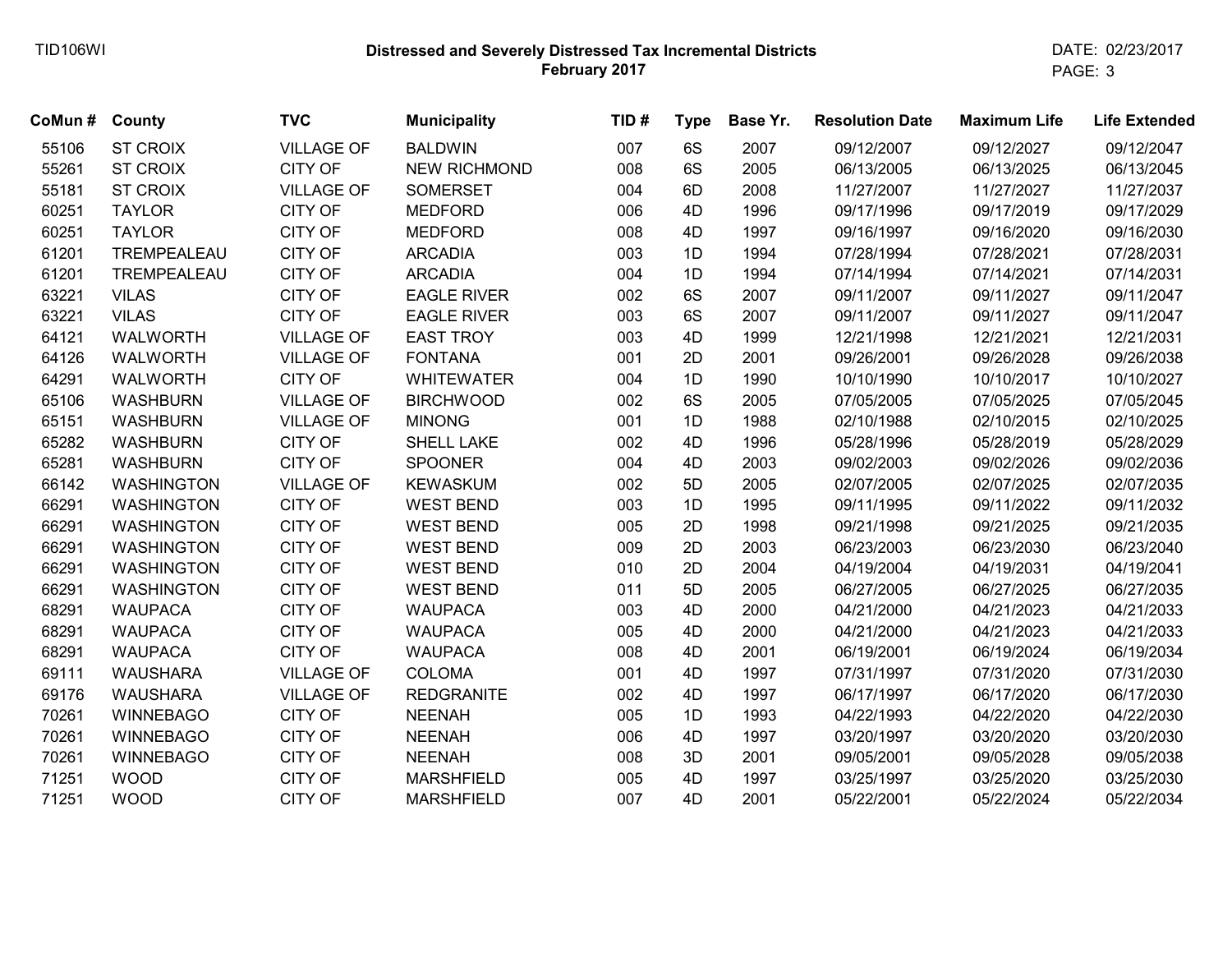# Distressed and Severely Distressed Tax Incremental Districts
## February 2017

| CoMun # | County | TVC | Municipality | TID # | Type | Base Yr. | Resolution Date | Maximum Life | Life Extended |
|---|---|---|---|---|---|---|---|---|---|
| 55106 | ST CROIX | VILLAGE OF | BALDWIN | 007 | 6S | 2007 | 09/12/2007 | 09/12/2027 | 09/12/2047 |
| 55261 | ST CROIX | CITY OF | NEW RICHMOND | 008 | 6S | 2005 | 06/13/2005 | 06/13/2025 | 06/13/2045 |
| 55181 | ST CROIX | VILLAGE OF | SOMERSET | 004 | 6D | 2008 | 11/27/2007 | 11/27/2027 | 11/27/2037 |
| 60251 | TAYLOR | CITY OF | MEDFORD | 006 | 4D | 1996 | 09/17/1996 | 09/17/2019 | 09/17/2029 |
| 60251 | TAYLOR | CITY OF | MEDFORD | 008 | 4D | 1997 | 09/16/1997 | 09/16/2020 | 09/16/2030 |
| 61201 | TREMPEALEAU | CITY OF | ARCADIA | 003 | 1D | 1994 | 07/28/1994 | 07/28/2021 | 07/28/2031 |
| 61201 | TREMPEALEAU | CITY OF | ARCADIA | 004 | 1D | 1994 | 07/14/1994 | 07/14/2021 | 07/14/2031 |
| 63221 | VILAS | CITY OF | EAGLE RIVER | 002 | 6S | 2007 | 09/11/2007 | 09/11/2027 | 09/11/2047 |
| 63221 | VILAS | CITY OF | EAGLE RIVER | 003 | 6S | 2007 | 09/11/2007 | 09/11/2027 | 09/11/2047 |
| 64121 | WALWORTH | VILLAGE OF | EAST TROY | 003 | 4D | 1999 | 12/21/1998 | 12/21/2021 | 12/21/2031 |
| 64126 | WALWORTH | VILLAGE OF | FONTANA | 001 | 2D | 2001 | 09/26/2001 | 09/26/2028 | 09/26/2038 |
| 64291 | WALWORTH | CITY OF | WHITEWATER | 004 | 1D | 1990 | 10/10/1990 | 10/10/2017 | 10/10/2027 |
| 65106 | WASHBURN | VILLAGE OF | BIRCHWOOD | 002 | 6S | 2005 | 07/05/2005 | 07/05/2025 | 07/05/2045 |
| 65151 | WASHBURN | VILLAGE OF | MINONG | 001 | 1D | 1988 | 02/10/1988 | 02/10/2015 | 02/10/2025 |
| 65282 | WASHBURN | CITY OF | SHELL LAKE | 002 | 4D | 1996 | 05/28/1996 | 05/28/2019 | 05/28/2029 |
| 65281 | WASHBURN | CITY OF | SPOONER | 004 | 4D | 2003 | 09/02/2003 | 09/02/2026 | 09/02/2036 |
| 66142 | WASHINGTON | VILLAGE OF | KEWASKUM | 002 | 5D | 2005 | 02/07/2005 | 02/07/2025 | 02/07/2035 |
| 66291 | WASHINGTON | CITY OF | WEST BEND | 003 | 1D | 1995 | 09/11/1995 | 09/11/2022 | 09/11/2032 |
| 66291 | WASHINGTON | CITY OF | WEST BEND | 005 | 2D | 1998 | 09/21/1998 | 09/21/2025 | 09/21/2035 |
| 66291 | WASHINGTON | CITY OF | WEST BEND | 009 | 2D | 2003 | 06/23/2003 | 06/23/2030 | 06/23/2040 |
| 66291 | WASHINGTON | CITY OF | WEST BEND | 010 | 2D | 2004 | 04/19/2004 | 04/19/2031 | 04/19/2041 |
| 66291 | WASHINGTON | CITY OF | WEST BEND | 011 | 5D | 2005 | 06/27/2005 | 06/27/2025 | 06/27/2035 |
| 68291 | WAUPACA | CITY OF | WAUPACA | 003 | 4D | 2000 | 04/21/2000 | 04/21/2023 | 04/21/2033 |
| 68291 | WAUPACA | CITY OF | WAUPACA | 005 | 4D | 2000 | 04/21/2000 | 04/21/2023 | 04/21/2033 |
| 68291 | WAUPACA | CITY OF | WAUPACA | 008 | 4D | 2001 | 06/19/2001 | 06/19/2024 | 06/19/2034 |
| 69111 | WAUSHARA | VILLAGE OF | COLOMA | 001 | 4D | 1997 | 07/31/1997 | 07/31/2020 | 07/31/2030 |
| 69176 | WAUSHARA | VILLAGE OF | REDGRANITE | 002 | 4D | 1997 | 06/17/1997 | 06/17/2020 | 06/17/2030 |
| 70261 | WINNEBAGO | CITY OF | NEENAH | 005 | 1D | 1993 | 04/22/1993 | 04/22/2020 | 04/22/2030 |
| 70261 | WINNEBAGO | CITY OF | NEENAH | 006 | 4D | 1997 | 03/20/1997 | 03/20/2020 | 03/20/2030 |
| 70261 | WINNEBAGO | CITY OF | NEENAH | 008 | 3D | 2001 | 09/05/2001 | 09/05/2028 | 09/05/2038 |
| 71251 | WOOD | CITY OF | MARSHFIELD | 005 | 4D | 1997 | 03/25/1997 | 03/25/2020 | 03/25/2030 |
| 71251 | WOOD | CITY OF | MARSHFIELD | 007 | 4D | 2001 | 05/22/2001 | 05/22/2024 | 05/22/2034 |